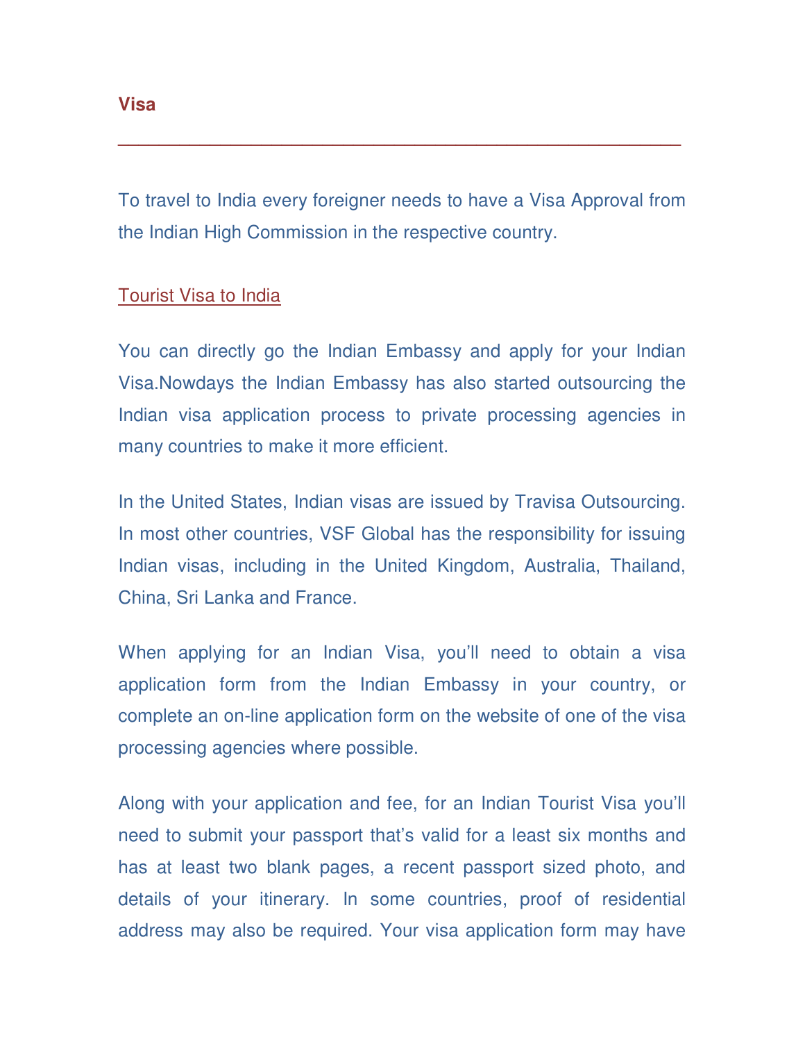# Visa

---

To travel to India every foreigner needs to have a Visa Approval from the Indian High Commission in the respective country.

## Tourist Visa to India

You can directly go the Indian Embassy and apply for your Indian Visa.Nowdays the Indian Embassy has also started outsourcing the Indian visa application process to private processing agencies in many countries to make it more efficient.

In the United States, Indian visas are issued by Travisa Outsourcing. In most other countries, VSF Global has the responsibility for issuing Indian visas, including in the United Kingdom, Australia, Thailand, China, Sri Lanka and France.

When applying for an Indian Visa, you'll need to obtain a visa application form from the Indian Embassy in your country, or complete an on-line application form on the website of one of the visa processing agencies where possible.

Along with your application and fee, for an Indian Tourist Visa you'll need to submit your passport that's valid for a least six months and has at least two blank pages, a recent passport sized photo, and details of your itinerary. In some countries, proof of residential address may also be required. Your visa application form may have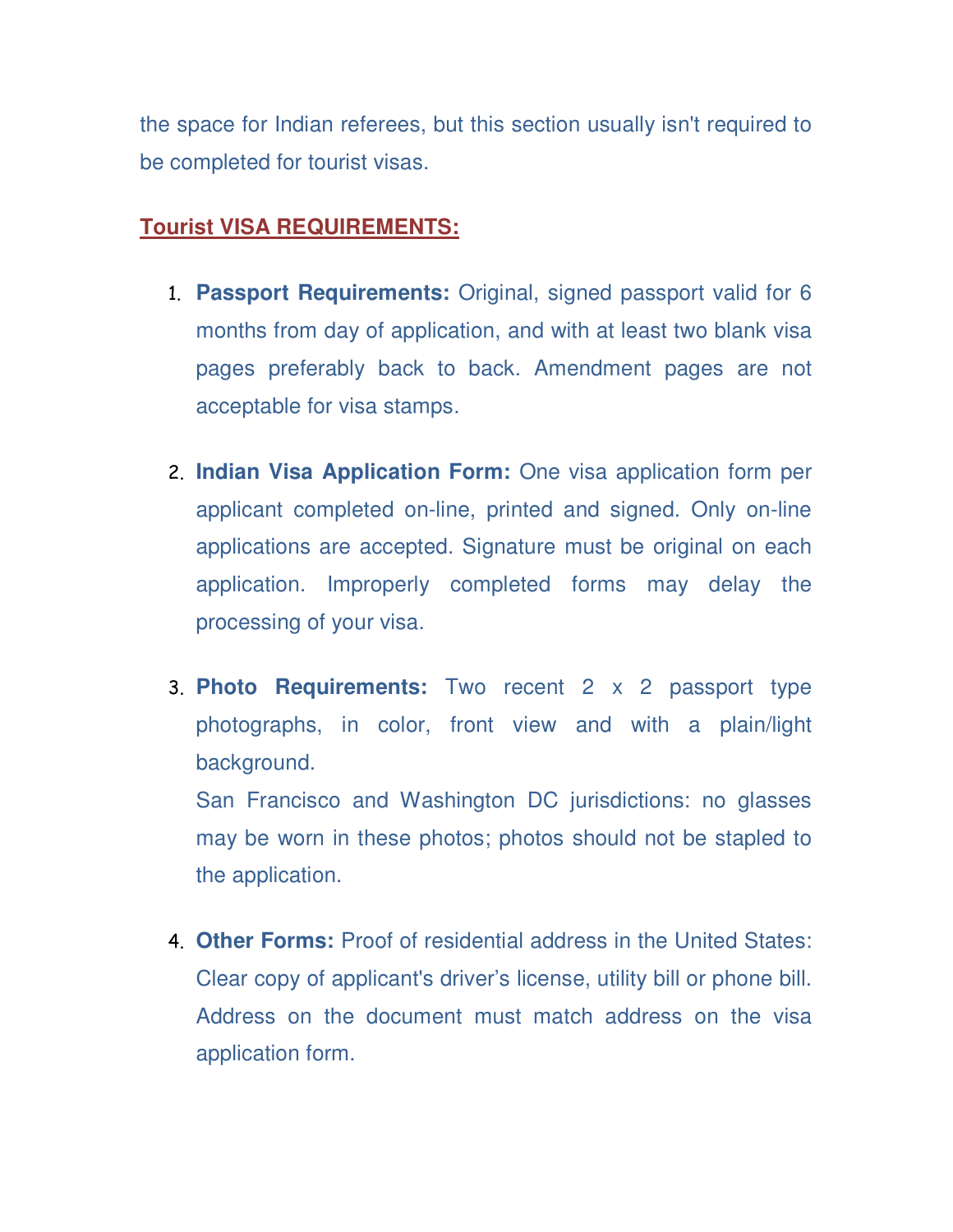the space for Indian referees, but this section usually isn't required to be completed for tourist visas.

## Tourist VISA REQUIREMENTS:

1. **Passport Requirements:** Original, signed passport valid for 6 months from day of application, and with at least two blank visa pages preferably back to back. Amendment pages are not acceptable for visa stamps.

2. **Indian Visa Application Form:** One visa application form per applicant completed on-line, printed and signed. Only on-line applications are accepted. Signature must be original on each application. Improperly completed forms may delay the processing of your visa.

3. **Photo Requirements:** Two recent 2 x 2 passport type photographs, in color, front view and with a plain/light background.
   San Francisco and Washington DC jurisdictions: no glasses may be worn in these photos; photos should not be stapled to the application.

4. **Other Forms:** Proof of residential address in the United States: Clear copy of applicant's driver's license, utility bill or phone bill. Address on the document must match address on the visa application form.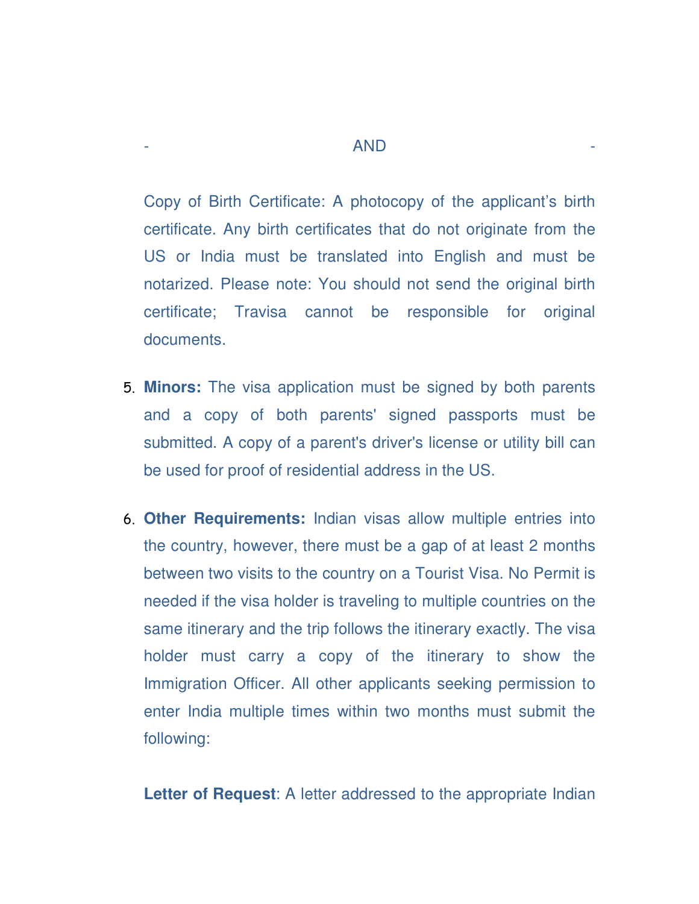\- AND -

Copy of Birth Certificate: A photocopy of the applicant's birth certificate. Any birth certificates that do not originate from the US or India must be translated into English and must be notarized. Please note: You should not send the original birth certificate; Travisa cannot be responsible for original documents.

5. **Minors:** The visa application must be signed by both parents and a copy of both parents' signed passports must be submitted. A copy of a parent's driver's license or utility bill can be used for proof of residential address in the US.

6. **Other Requirements:** Indian visas allow multiple entries into the country, however, there must be a gap of at least 2 months between two visits to the country on a Tourist Visa. No Permit is needed if the visa holder is traveling to multiple countries on the same itinerary and the trip follows the itinerary exactly. The visa holder must carry a copy of the itinerary to show the Immigration Officer. All other applicants seeking permission to enter India multiple times within two months must submit the following:

   **Letter of Request**: A letter addressed to the appropriate Indian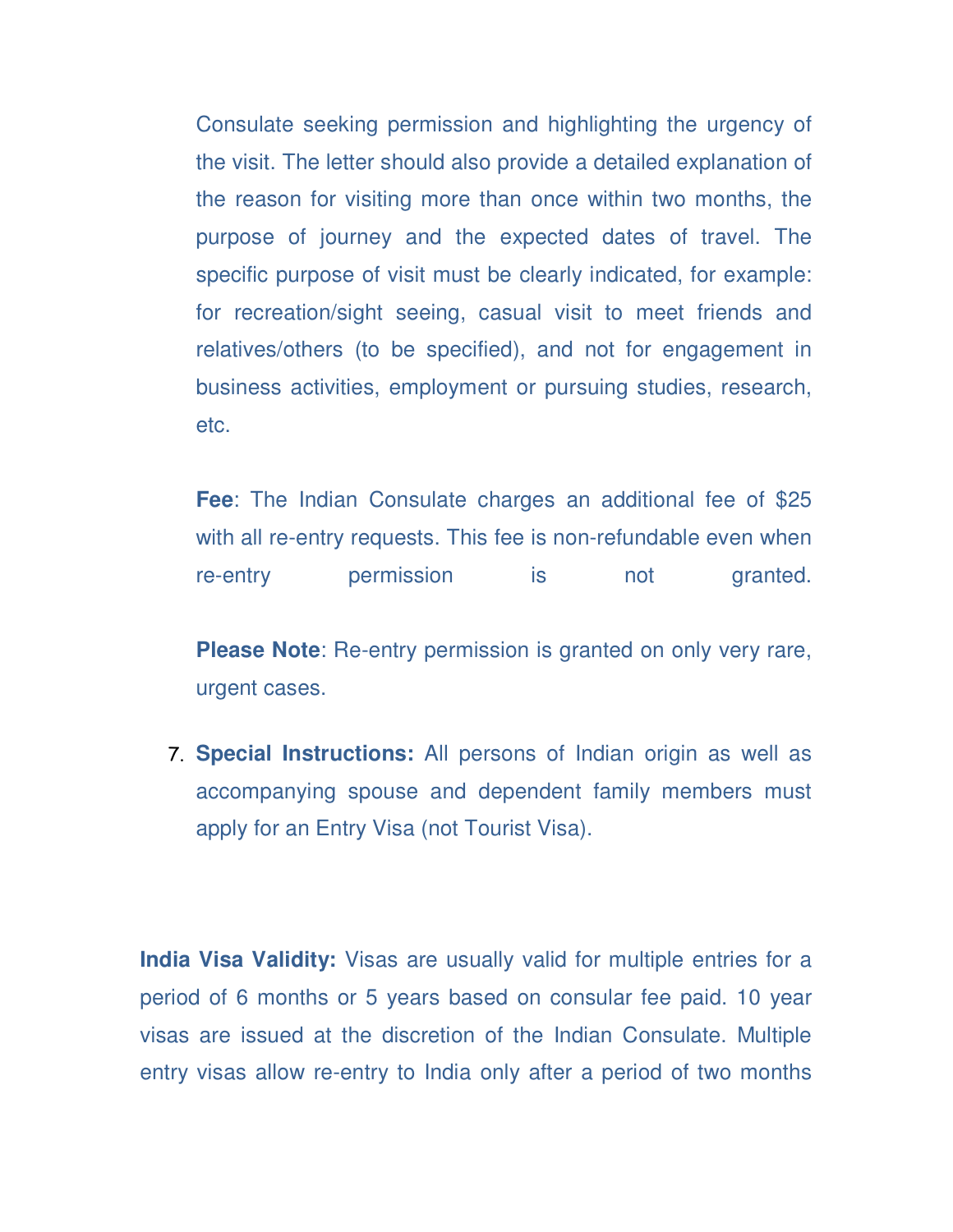Consulate seeking permission and highlighting the urgency of the visit. The letter should also provide a detailed explanation of the reason for visiting more than once within two months, the purpose of journey and the expected dates of travel. The specific purpose of visit must be clearly indicated, for example: for recreation/sight seeing, casual visit to meet friends and relatives/others (to be specified), and not for engagement in business activities, employment or pursuing studies, research, etc.

**Fee**: The Indian Consulate charges an additional fee of $25 with all re-entry requests. This fee is non-refundable even when re-entry permission is not granted.

**Please Note**: Re-entry permission is granted on only very rare, urgent cases.

7. **Special Instructions:** All persons of Indian origin as well as accompanying spouse and dependent family members must apply for an Entry Visa (not Tourist Visa).

**India Visa Validity:** Visas are usually valid for multiple entries for a period of 6 months or 5 years based on consular fee paid. 10 year visas are issued at the discretion of the Indian Consulate. Multiple entry visas allow re-entry to India only after a period of two months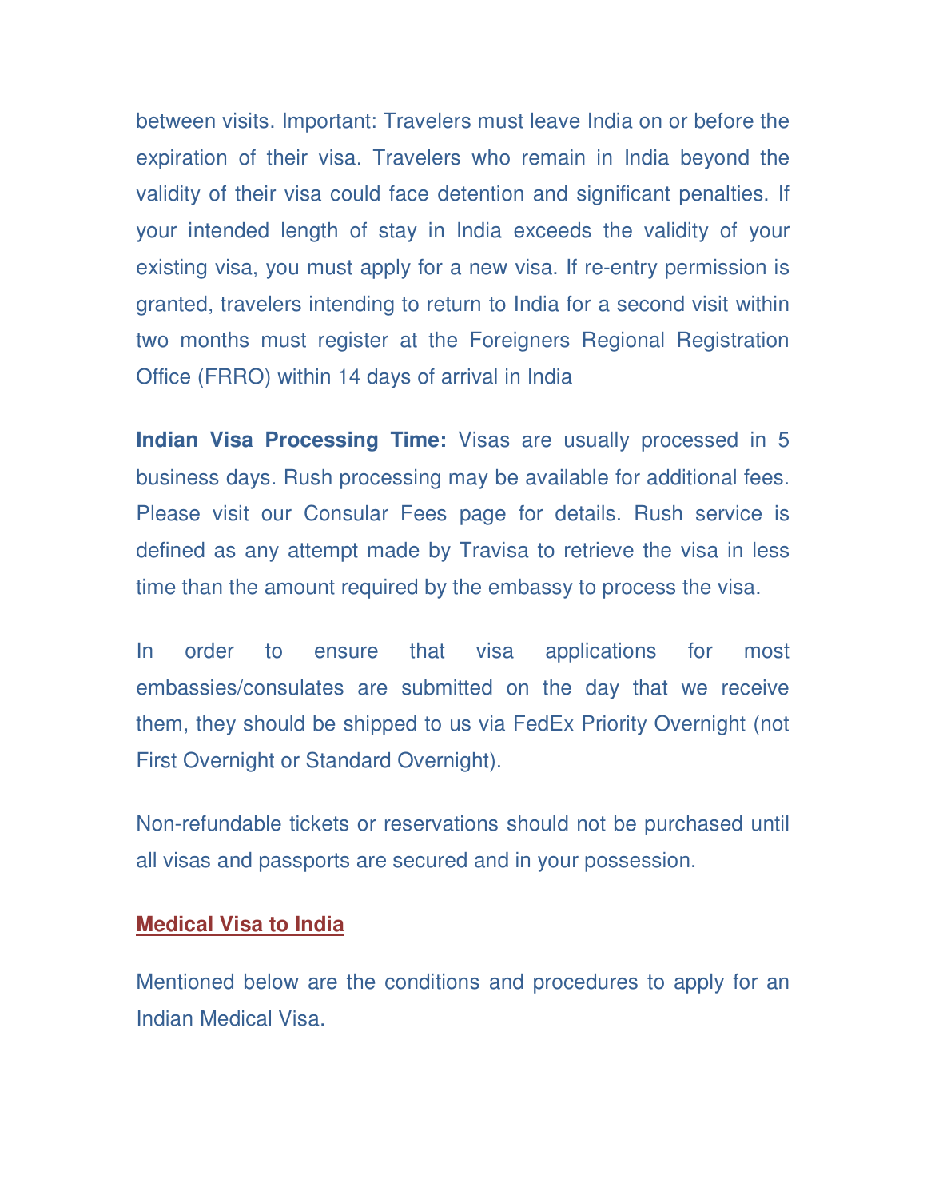between visits. Important: Travelers must leave India on or before the expiration of their visa. Travelers who remain in India beyond the validity of their visa could face detention and significant penalties. If your intended length of stay in India exceeds the validity of your existing visa, you must apply for a new visa. If re-entry permission is granted, travelers intending to return to India for a second visit within two months must register at the Foreigners Regional Registration Office (FRRO) within 14 days of arrival in India

**Indian Visa Processing Time:** Visas are usually processed in 5 business days. Rush processing may be available for additional fees. Please visit our Consular Fees page for details. Rush service is defined as any attempt made by Travisa to retrieve the visa in less time than the amount required by the embassy to process the visa.

In order to ensure that visa applications for most embassies/consulates are submitted on the day that we receive them, they should be shipped to us via FedEx Priority Overnight (not First Overnight or Standard Overnight).

Non-refundable tickets or reservations should not be purchased until all visas and passports are secured and in your possession.

## Medical Visa to India

Mentioned below are the conditions and procedures to apply for an Indian Medical Visa.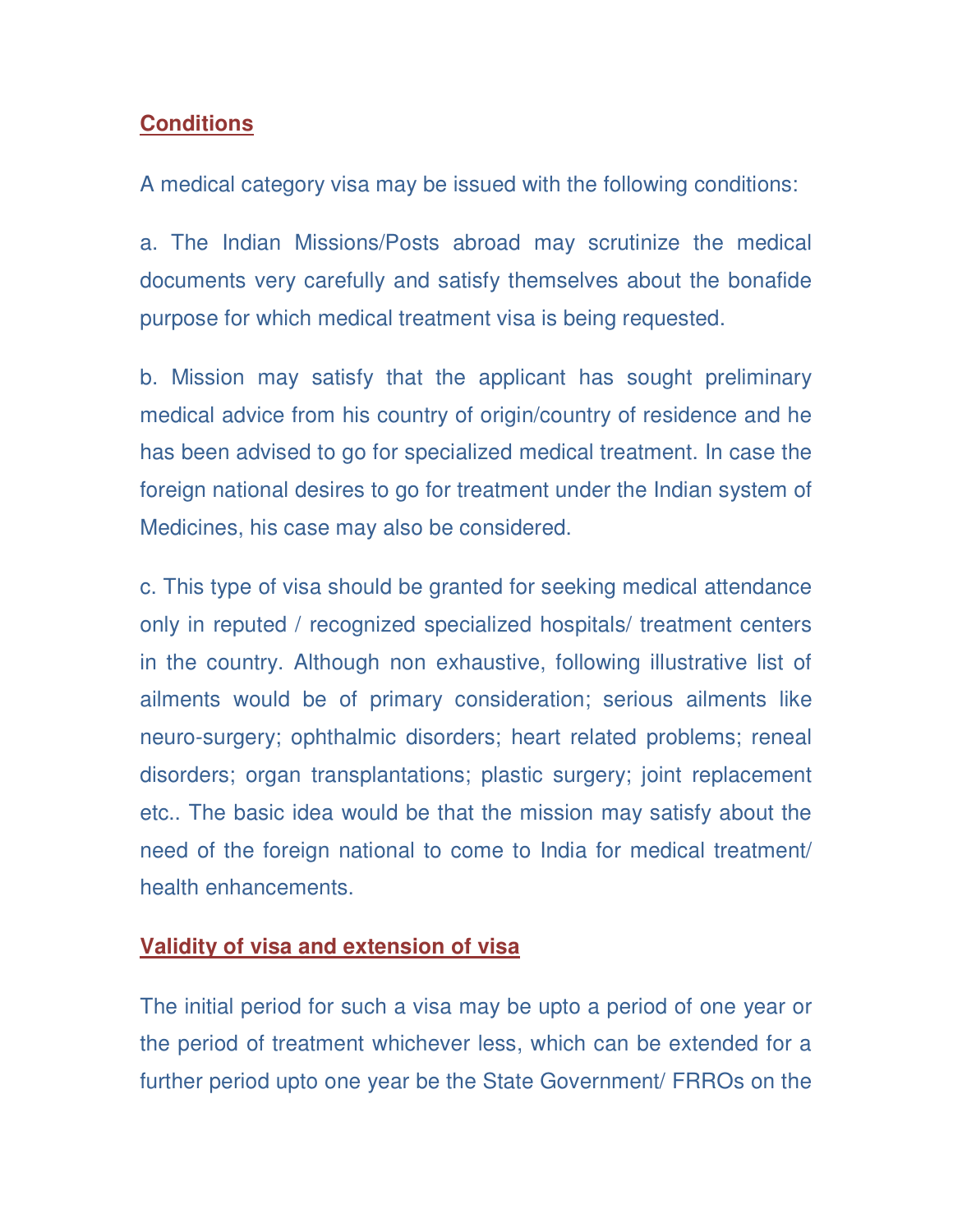## **Conditions**

A medical category visa may be issued with the following conditions:

a. The Indian Missions/Posts abroad may scrutinize the medical documents very carefully and satisfy themselves about the bonafide purpose for which medical treatment visa is being requested.

b. Mission may satisfy that the applicant has sought preliminary medical advice from his country of origin/country of residence and he has been advised to go for specialized medical treatment. In case the foreign national desires to go for treatment under the Indian system of Medicines, his case may also be considered.

c. This type of visa should be granted for seeking medical attendance only in reputed / recognized specialized hospitals/ treatment centers in the country. Although non exhaustive, following illustrative list of ailments would be of primary consideration; serious ailments like neuro-surgery; ophthalmic disorders; heart related problems; reneal disorders; organ transplantations; plastic surgery; joint replacement etc.. The basic idea would be that the mission may satisfy about the need of the foreign national to come to India for medical treatment/ health enhancements.

## **Validity of visa and extension of visa**

The initial period for such a visa may be upto a period of one year or the period of treatment whichever less, which can be extended for a further period upto one year be the State Government/ FRROs on the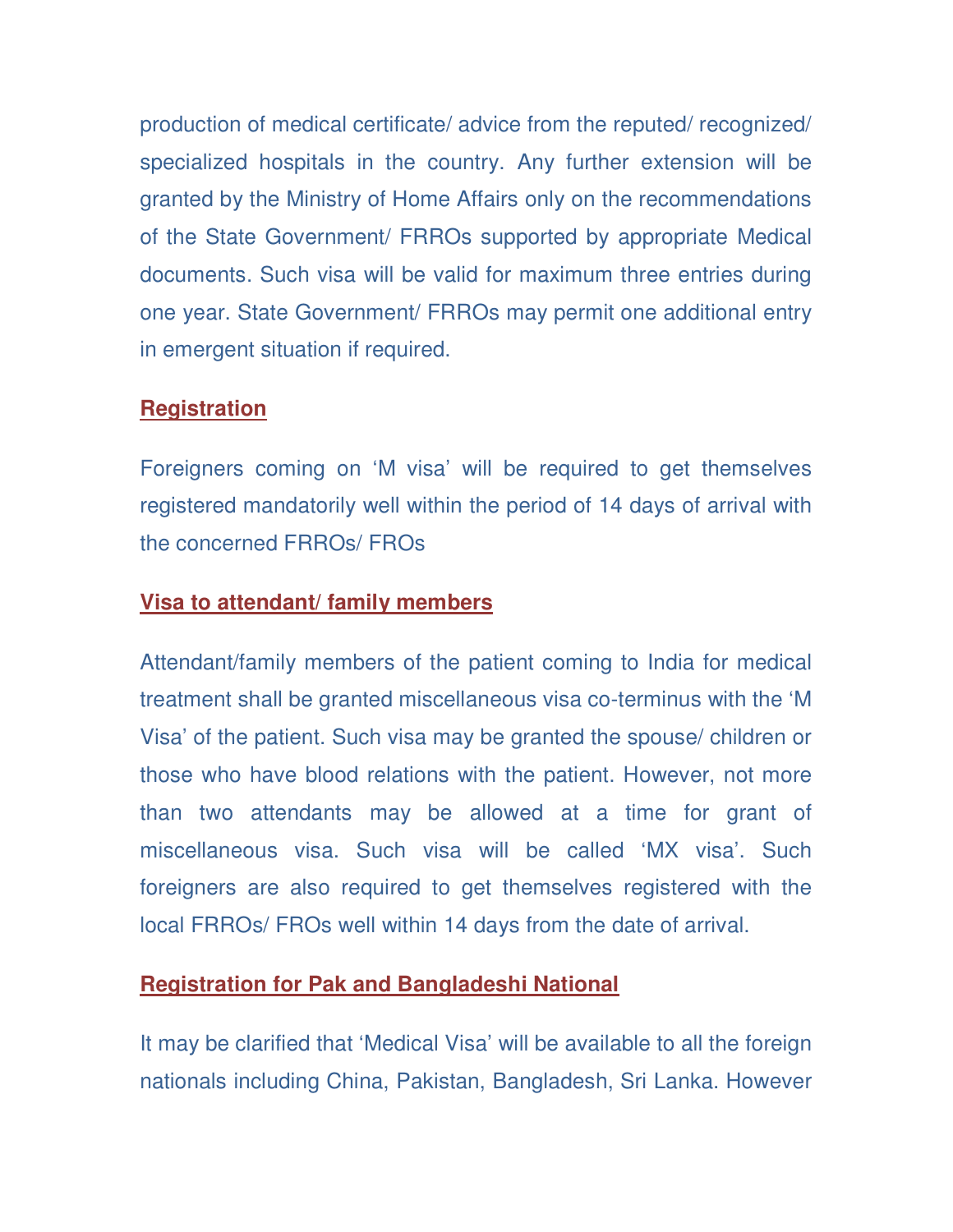production of medical certificate/ advice from the reputed/ recognized/ specialized hospitals in the country. Any further extension will be granted by the Ministry of Home Affairs only on the recommendations of the State Government/ FRROs supported by appropriate Medical documents. Such visa will be valid for maximum three entries during one year. State Government/ FRROs may permit one additional entry in emergent situation if required.

## Registration

Foreigners coming on 'M visa' will be required to get themselves registered mandatorily well within the period of 14 days of arrival with the concerned FRROs/ FROs

## Visa to attendant/ family members

Attendant/family members of the patient coming to India for medical treatment shall be granted miscellaneous visa co-terminus with the 'M Visa' of the patient. Such visa may be granted the spouse/ children or those who have blood relations with the patient. However, not more than two attendants may be allowed at a time for grant of miscellaneous visa. Such visa will be called 'MX visa'. Such foreigners are also required to get themselves registered with the local FRROs/ FROs well within 14 days from the date of arrival.

## Registration for Pak and Bangladeshi National

It may be clarified that 'Medical Visa' will be available to all the foreign nationals including China, Pakistan, Bangladesh, Sri Lanka. However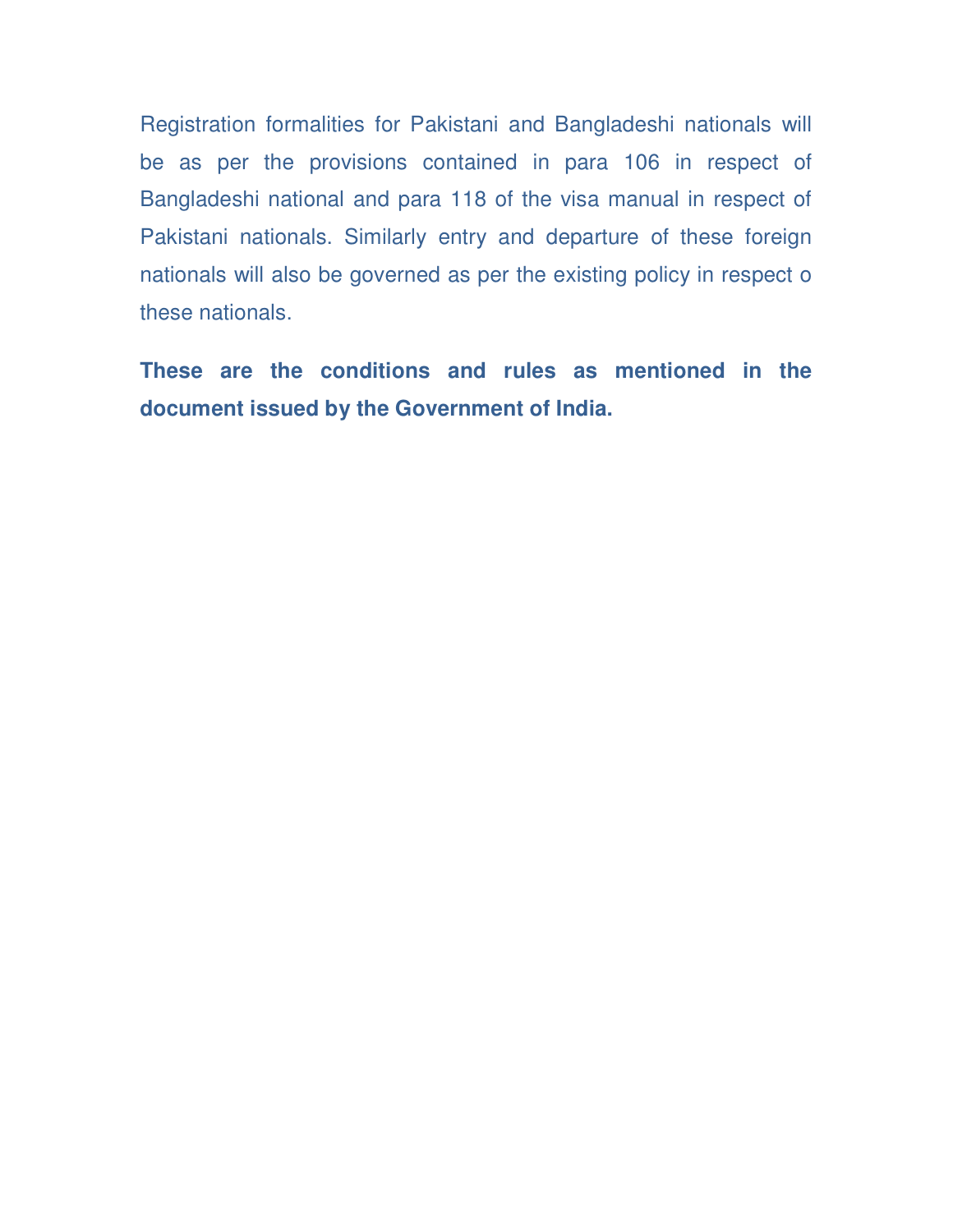Registration formalities for Pakistani and Bangladeshi nationals will be as per the provisions contained in para 106 in respect of Bangladeshi national and para 118 of the visa manual in respect of Pakistani nationals. Similarly entry and departure of these foreign nationals will also be governed as per the existing policy in respect o these nationals.

**These are the conditions and rules as mentioned in the document issued by the Government of India.**